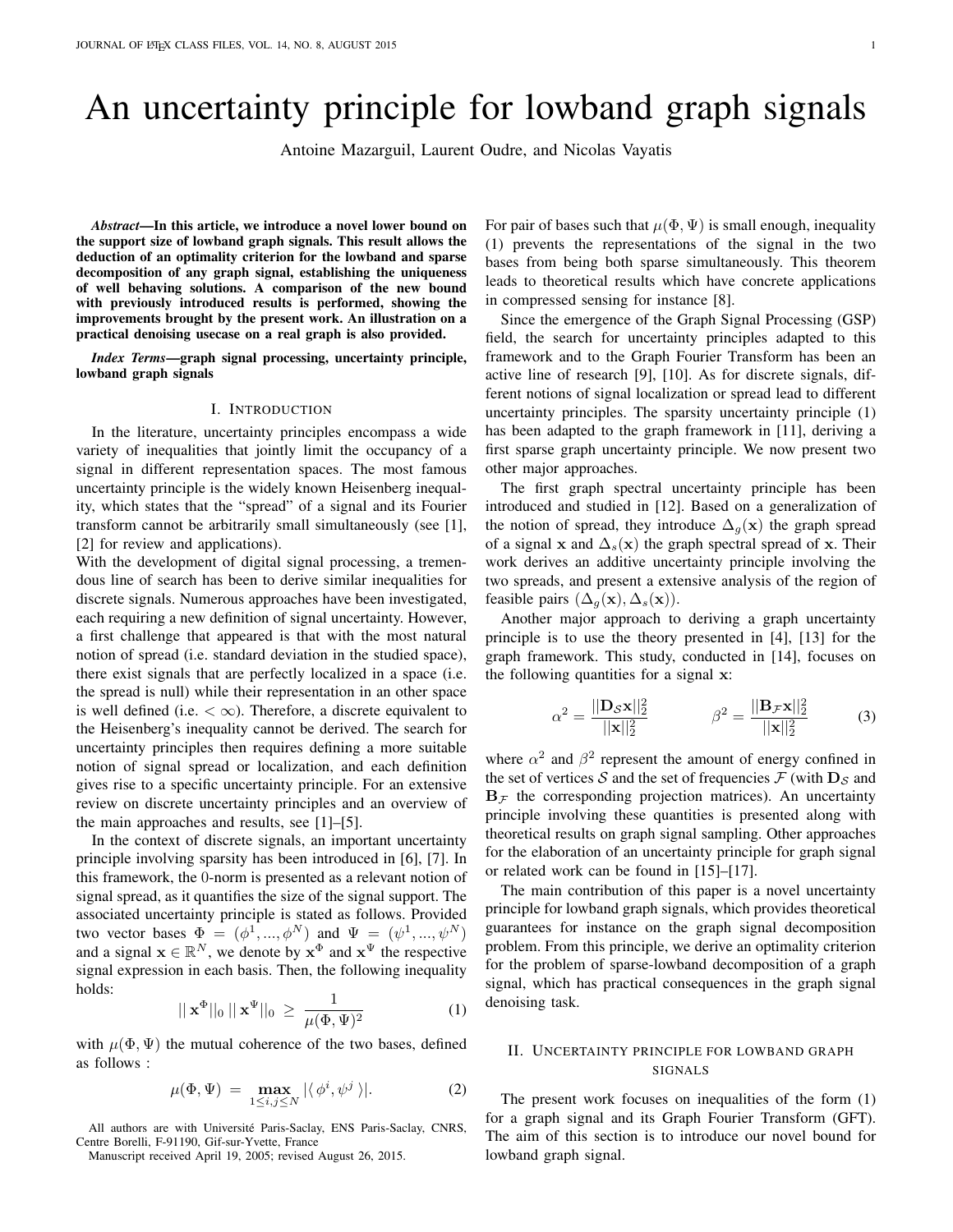# An uncertainty principle for lowband graph signals

Antoine Mazarguil, Laurent Oudre, and Nicolas Vayatis

***Abstract*—In this article, we introduce a novel lower bound on the support size of lowband graph signals. This result allows the deduction of an optimality criterion for the lowband and sparse decomposition of any graph signal, establishing the uniqueness of well behaving solutions. A comparison of the new bound with previously introduced results is performed, showing the improvements brought by the present work. An illustration on a practical denoising usecase on a real graph is also provided.**

***Index Terms*—graph signal processing, uncertainty principle, lowband graph signals**

## I. Introduction

In the literature, uncertainty principles encompass a wide variety of inequalities that jointly limit the occupancy of a signal in different representation spaces. The most famous uncertainty principle is the widely known Heisenberg inequality, which states that the "spread" of a signal and its Fourier transform cannot be arbitrarily small simultaneously (see [1], [2] for review and applications).

With the development of digital signal processing, a tremendous line of search has been to derive similar inequalities for discrete signals. Numerous approaches have been investigated, each requiring a new definition of signal uncertainty. However, a first challenge that appeared is that with the most natural notion of spread (i.e. standard deviation in the studied space), there exist signals that are perfectly localized in a space (i.e. the spread is null) while their representation in an other space is well defined (i.e. $< \infty$). Therefore, a discrete equivalent to the Heisenberg's inequality cannot be derived. The search for uncertainty principles then requires defining a more suitable notion of signal spread or localization, and each definition gives rise to a specific uncertainty principle. For an extensive review on discrete uncertainty principles and an overview of the main approaches and results, see [1]–[5].

In the context of discrete signals, an important uncertainty principle involving sparsity has been introduced in [6], [7]. In this framework, the 0-norm is presented as a relevant notion of signal spread, as it quantifies the size of the signal support. The associated uncertainty principle is stated as follows. Provided two vector bases $\Phi = (\phi^1, ..., \phi^N)$ and $\Psi = (\psi^1, ..., \psi^N)$ and a signal $\mathbf{x} \in \mathbb{R}^N$, we denote by $\mathbf{x}^\Phi$ and $\mathbf{x}^\Psi$ the respective signal expression in each basis. Then, the following inequality holds:

$$|| \, \mathbf{x}^\Phi ||_0 \, || \, \mathbf{x}^\Psi ||_0 \; \geq \; \frac{1}{\mu(\Phi, \Psi)^2} \tag{1}$$

with $\mu(\Phi, \Psi)$ the mutual coherence of the two bases, defined as follows :

$$\mu(\Phi, \Psi) \; = \; \max_{1 \leq i,j \leq N} |\langle \, \phi^i, \psi^j \, \rangle|. \tag{2}$$

All authors are with Université Paris-Saclay, ENS Paris-Saclay, CNRS, Centre Borelli, F-91190, Gif-sur-Yvette, France

Manuscript received April 19, 2005; revised August 26, 2015.

For pair of bases such that $\mu(\Phi, \Psi)$ is small enough, inequality (1) prevents the representations of the signal in the two bases from being both sparse simultaneously. This theorem leads to theoretical results which have concrete applications in compressed sensing for instance [8].

Since the emergence of the Graph Signal Processing (GSP) field, the search for uncertainty principles adapted to this framework and to the Graph Fourier Transform has been an active line of research [9], [10]. As for discrete signals, different notions of signal localization or spread lead to different uncertainty principles. The sparsity uncertainty principle (1) has been adapted to the graph framework in [11], deriving a first sparse graph uncertainty principle. We now present two other major approaches.

The first graph spectral uncertainty principle has been introduced and studied in [12]. Based on a generalization of the notion of spread, they introduce $\Delta_g(\mathbf{x})$ the graph spread of a signal $\mathbf{x}$ and $\Delta_s(\mathbf{x})$ the graph spectral spread of $\mathbf{x}$. Their work derives an additive uncertainty principle involving the two spreads, and present a extensive analysis of the region of feasible pairs $(\Delta_g(\mathbf{x}), \Delta_s(\mathbf{x}))$.

Another major approach to deriving a graph uncertainty principle is to use the theory presented in [4], [13] for the graph framework. This study, conducted in [14], focuses on the following quantities for a signal $\mathbf{x}$:

$$\alpha^2 = \frac{||\mathbf{D}_\mathcal{S}\mathbf{x}||_2^2}{||\mathbf{x}||_2^2} \qquad\qquad \beta^2 = \frac{||\mathbf{B}_\mathcal{F}\mathbf{x}||_2^2}{||\mathbf{x}||_2^2} \tag{3}$$

where $\alpha^2$ and $\beta^2$ represent the amount of energy confined in the set of vertices $\mathcal{S}$ and the set of frequencies $\mathcal{F}$ (with $\mathbf{D}_\mathcal{S}$ and $\mathbf{B}_\mathcal{F}$ the corresponding projection matrices). An uncertainty principle involving these quantities is presented along with theoretical results on graph signal sampling. Other approaches for the elaboration of an uncertainty principle for graph signal or related work can be found in [15]–[17].

The main contribution of this paper is a novel uncertainty principle for lowband graph signals, which provides theoretical guarantees for instance on the graph signal decomposition problem. From this principle, we derive an optimality criterion for the problem of sparse-lowband decomposition of a graph signal, which has practical consequences in the graph signal denoising task.

## II. Uncertainty principle for lowband graph signals

The present work focuses on inequalities of the form (1) for a graph signal and its Graph Fourier Transform (GFT). The aim of this section is to introduce our novel bound for lowband graph signal.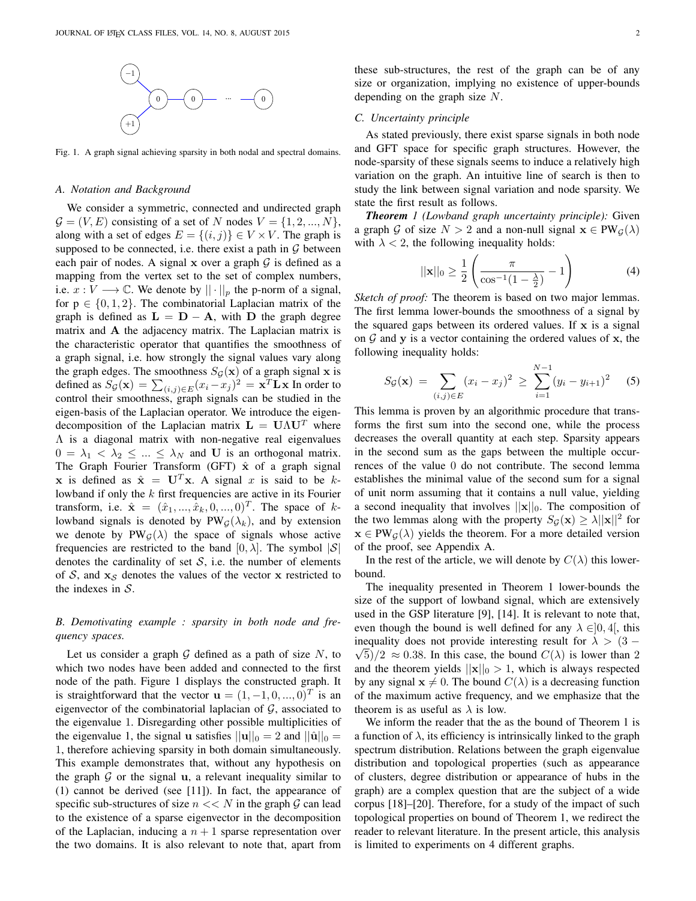−1

0

0

···

0

+1

Fig. 1. A graph signal achieving sparsity in both nodal and spectral domains.

### A. Notation and Background

We consider a symmetric, connected and undirected graph $\mathcal{G} = (V, E)$ consisting of a set of $N$ nodes $V = \{1, 2, ..., N\}$, along with a set of edges $E = \{(i, j)\} \in V \times V$. The graph is supposed to be connected, i.e. there exist a path in $\mathcal{G}$ between each pair of nodes. A signal $\mathbf{x}$ over a graph $\mathcal{G}$ is defined as a mapping from the vertex set to the set of complex numbers, i.e. $x : V \longrightarrow \mathbb{C}$. We denote by $||\cdot||_p$ the p-norm of a signal, for $\text{p} \in \{0, 1, 2\}$. The combinatorial Laplacian matrix of the graph is defined as $\mathbf{L} = \mathbf{D} - \mathbf{A}$, with $\mathbf{D}$ the graph degree matrix and $\mathbf{A}$ the adjacency matrix. The Laplacian matrix is the characteristic operator that quantifies the smoothness of a graph signal, i.e. how strongly the signal values vary along the graph edges. The smoothness $S_{\mathcal{G}}(\mathbf{x})$ of a graph signal $\mathbf{x}$ is defined as $S_{\mathcal{G}}(\mathbf{x}) = \sum_{(i,j)\in E}(x_i - x_j)^2 = \mathbf{x}^T\mathbf{L}\mathbf{x}$ In order to control their smoothness, graph signals can be studied in the eigen-basis of the Laplacian operator. We introduce the eigen-decomposition of the Laplacian matrix $\mathbf{L} = \mathbf{U}\Lambda\mathbf{U}^T$ where $\Lambda$ is a diagonal matrix with non-negative real eigenvalues $0 = \lambda_1 < \lambda_2 \leq ... \leq \lambda_N$ and $\mathbf{U}$ is an orthogonal matrix. The Graph Fourier Transform (GFT) $\hat{\mathbf{x}}$ of a graph signal $\mathbf{x}$ is defined as $\hat{\mathbf{x}} = \mathbf{U}^T\mathbf{x}$. A signal $x$ is said to be $k$-lowband if only the $k$ first frequencies are active in its Fourier transform, i.e. $\hat{\mathbf{x}} = (\hat{x}_1, ..., \hat{x}_k, 0, ..., 0)^T$. The space of $k$-lowband signals is denoted by $\text{PW}_{\mathcal{G}}(\lambda_k)$, and by extension we denote by $\text{PW}_{\mathcal{G}}(\lambda)$ the space of signals whose active frequencies are restricted to the band $[0, \lambda]$. The symbol $|\mathcal{S}|$ denotes the cardinality of set $\mathcal{S}$, i.e. the number of elements of $\mathcal{S}$, and $\mathbf{x}_{\mathcal{S}}$ denotes the values of the vector $\mathbf{x}$ restricted to the indexes in $\mathcal{S}$.

### B. Demotivating example : sparsity in both node and frequency spaces.

Let us consider a graph $\mathcal{G}$ defined as a path of size $N$, to which two nodes have been added and connected to the first node of the path. Figure 1 displays the constructed graph. It is straightforward that the vector $\mathbf{u} = (1, -1, 0, ..., 0)^T$ is an eigenvector of the combinatorial laplacian of $\mathcal{G}$, associated to the eigenvalue 1. Disregarding other possible multiplicities of the eigenvalue 1, the signal $\mathbf{u}$ satisfies $||\mathbf{u}||_0 = 2$ and $||\hat{\mathbf{u}}||_0 = 1$, therefore achieving sparsity in both domain simultaneously. This example demonstrates that, without any hypothesis on the graph $\mathcal{G}$ or the signal $\mathbf{u}$, a relevant inequality similar to (1) cannot be derived (see [11]). In fact, the appearance of specific sub-structures of size $n << N$ in the graph $\mathcal{G}$ can lead to the existence of a sparse eigenvector in the decomposition of the Laplacian, inducing a $n+1$ sparse representation over the two domains. It is also relevant to note that, apart from these sub-structures, the rest of the graph can be of any size or organization, implying no existence of upper-bounds depending on the graph size $N$.

### C. Uncertainty principle

As stated previously, there exist sparse signals in both node and GFT space for specific graph structures. However, the node-sparsity of these signals seems to induce a relatively high variation on the graph. An intuitive line of search is then to study the link between signal variation and node sparsity. We state the first result as follows.

***Theorem** 1 (Lowband graph uncertainty principle):* Given a graph $\mathcal{G}$ of size $N > 2$ and a non-null signal $\mathbf{x} \in \text{PW}_{\mathcal{G}}(\lambda)$ with $\lambda < 2$, the following inequality holds:

$$||\mathbf{x}||_0 \geq \frac{1}{2}\left(\frac{\pi}{\cos^{-1}(1 - \frac{\lambda}{2})} - 1\right) \tag{4}$$

*Sketch of proof:* The theorem is based on two major lemmas. The first lemma lower-bounds the smoothness of a signal by the squared gaps between its ordered values. If $\mathbf{x}$ is a signal on $\mathcal{G}$ and $\mathbf{y}$ is a vector containing the ordered values of $\mathbf{x}$, the following inequality holds:

$$S_{\mathcal{G}}(\mathbf{x}) = \sum_{(i,j)\in E}(x_i - x_j)^2 \geq \sum_{i=1}^{N-1}(y_i - y_{i+1})^2 \tag{5}$$

This lemma is proven by an algorithmic procedure that transforms the first sum into the second one, while the process decreases the overall quantity at each step. Sparsity appears in the second sum as the gaps between the multiple occurrences of the value 0 do not contribute. The second lemma establishes the minimal value of the second sum for a signal of unit norm assuming that it contains a null value, yielding a second inequality that involves $||\mathbf{x}||_0$. The composition of the two lemmas along with the property $S_{\mathcal{G}}(\mathbf{x}) \geq \lambda||\mathbf{x}||^2$ for $\mathbf{x} \in \text{PW}_{\mathcal{G}}(\lambda)$ yields the theorem. For a more detailed version of the proof, see Appendix A.

In the rest of the article, we will denote by $C(\lambda)$ this lower-bound.

The inequality presented in Theorem 1 lower-bounds the size of the support of lowband signal, which are extensively used in the GSP literature [9], [14]. It is relevant to note that, even though the bound is well defined for any $\lambda \in ]0, 4[$, this inequality does not provide interesting result for $\lambda > (3 - \sqrt{5})/2 \approx 0.38$. In this case, the bound $C(\lambda)$ is lower than 2 and the theorem yields $||\mathbf{x}||_0 > 1$, which is always respected by any signal $\mathbf{x} \neq 0$. The bound $C(\lambda)$ is a decreasing function of the maximum active frequency, and we emphasize that the theorem is as useful as $\lambda$ is low.

We inform the reader that the as the bound of Theorem 1 is a function of $\lambda$, its efficiency is intrinsically linked to the graph spectrum distribution. Relations between the graph eigenvalue distribution and topological properties (such as appearance of clusters, degree distribution or appearance of hubs in the graph) are a complex question that are the subject of a wide corpus [18]–[20]. Therefore, for a study of the impact of such topological properties on bound of Theorem 1, we redirect the reader to relevant literature. In the present article, this analysis is limited to experiments on 4 different graphs.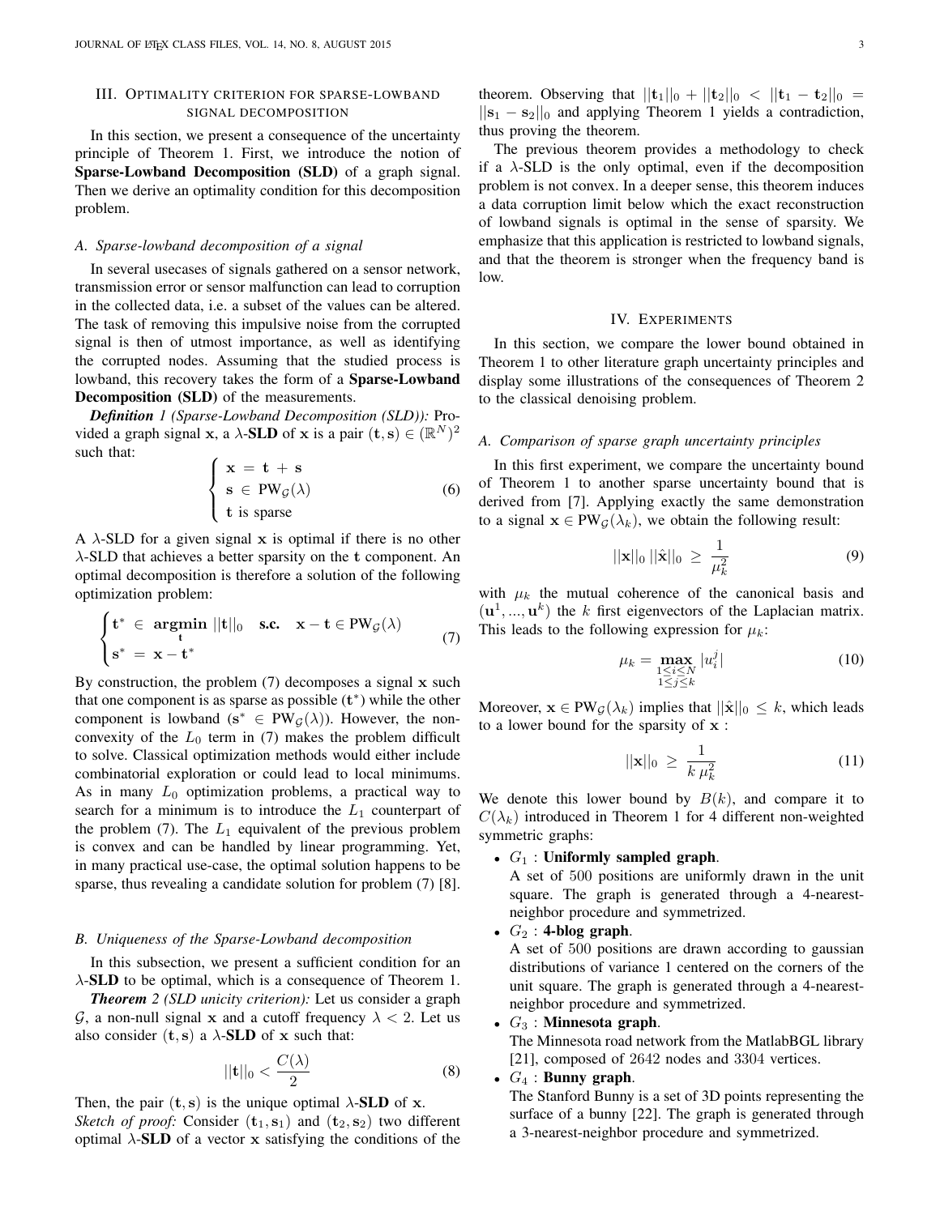## III. Optimality criterion for sparse-lowband signal decomposition

In this section, we present a consequence of the uncertainty principle of Theorem 1. First, we introduce the notion of **Sparse-Lowband Decomposition (SLD)** of a graph signal. Then we derive an optimality condition for this decomposition problem.

### A. Sparse-lowband decomposition of a signal

In several usecases of signals gathered on a sensor network, transmission error or sensor malfunction can lead to corruption in the collected data, i.e. a subset of the values can be altered. The task of removing this impulsive noise from the corrupted signal is then of utmost importance, as well as identifying the corrupted nodes. Assuming that the studied process is lowband, this recovery takes the form of a **Sparse-Lowband Decomposition (SLD)** of the measurements.

***Definition 1 (Sparse-Lowband Decomposition (SLD)):*** Provided a graph signal $\mathbf{x}$, a $\lambda$-**SLD** of $\mathbf{x}$ is a pair $(\mathbf{t}, \mathbf{s}) \in (\mathbb{R}^N)^2$ such that:

$$\begin{cases} \mathbf{x} = \mathbf{t} + \mathbf{s} \\ \mathbf{s} \in \mathrm{PW}_{\mathcal{G}}(\lambda) \\ \mathbf{t} \text{ is sparse} \end{cases} \tag{6}$$

A $\lambda$-SLD for a given signal $\mathbf{x}$ is optimal if there is no other $\lambda$-SLD that achieves a better sparsity on the $\mathbf{t}$ component. An optimal decomposition is therefore a solution of the following optimization problem:

$$\begin{cases} \mathbf{t}^* \in \underset{\mathbf{t}}{\mathbf{argmin}} \ ||\mathbf{t}||_0 \quad \mathbf{s.c.} \quad \mathbf{x} - \mathbf{t} \in \mathrm{PW}_{\mathcal{G}}(\lambda) \\ \mathbf{s}^* = \mathbf{x} - \mathbf{t}^* \end{cases} \tag{7}$$

By construction, the problem (7) decomposes a signal $\mathbf{x}$ such that one component is as sparse as possible ($\mathbf{t}^*$) while the other component is lowband ($\mathbf{s}^* \in \mathrm{PW}_{\mathcal{G}}(\lambda)$). However, the non-convexity of the $L_0$ term in (7) makes the problem difficult to solve. Classical optimization methods would either include combinatorial exploration or could lead to local minimums. As in many $L_0$ optimization problems, a practical way to search for a minimum is to introduce the $L_1$ counterpart of the problem (7). The $L_1$ equivalent of the previous problem is convex and can be handled by linear programming. Yet, in many practical use-case, the optimal solution happens to be sparse, thus revealing a candidate solution for problem (7) [8].

### B. Uniqueness of the Sparse-Lowband decomposition

In this subsection, we present a sufficient condition for an $\lambda$-**SLD** to be optimal, which is a consequence of Theorem 1.

***Theorem 2 (SLD unicity criterion):*** Let us consider a graph $\mathcal{G}$, a non-null signal $\mathbf{x}$ and a cutoff frequency $\lambda < 2$. Let us also consider $(\mathbf{t}, \mathbf{s})$ a $\lambda$-**SLD** of $\mathbf{x}$ such that:

$$||\mathbf{t}||_0 < \frac{C(\lambda)}{2} \tag{8}$$

Then, the pair $(\mathbf{t}, \mathbf{s})$ is the unique optimal $\lambda$-**SLD** of $\mathbf{x}$.

*Sketch of proof:* Consider $(\mathbf{t}_1, \mathbf{s}_1)$ and $(\mathbf{t}_2, \mathbf{s}_2)$ two different optimal $\lambda$-**SLD** of a vector $\mathbf{x}$ satisfying the conditions of the theorem. Observing that $||\mathbf{t}_1||_0 + ||\mathbf{t}_2||_0 < ||\mathbf{t}_1 - \mathbf{t}_2||_0 = ||\mathbf{s}_1 - \mathbf{s}_2||_0$ and applying Theorem 1 yields a contradiction, thus proving the theorem.

The previous theorem provides a methodology to check if a $\lambda$-SLD is the only optimal, even if the decomposition problem is not convex. In a deeper sense, this theorem induces a data corruption limit below which the exact reconstruction of lowband signals is optimal in the sense of sparsity. We emphasize that this application is restricted to lowband signals, and that the theorem is stronger when the frequency band is low.

## IV. Experiments

In this section, we compare the lower bound obtained in Theorem 1 to other literature graph uncertainty principles and display some illustrations of the consequences of Theorem 2 to the classical denoising problem.

### A. Comparison of sparse graph uncertainty principles

In this first experiment, we compare the uncertainty bound of Theorem 1 to another sparse uncertainty bound that is derived from [7]. Applying exactly the same demonstration to a signal $\mathbf{x} \in \mathrm{PW}_{\mathcal{G}}(\lambda_k)$, we obtain the following result:

$$||\mathbf{x}||_0 \, ||\hat{\mathbf{x}}||_0 \ \geq \ \frac{1}{\mu_k^2} \tag{9}$$

with $\mu_k$ the mutual coherence of the canonical basis and $(\mathbf{u}^1, ..., \mathbf{u}^k)$ the $k$ first eigenvectors of the Laplacian matrix. This leads to the following expression for $\mu_k$:

$$\mu_k = \max_{\substack{1 \leq i \leq N \\ 1 \leq j \leq k}} |u_i^j| \tag{10}$$

Moreover, $\mathbf{x} \in \mathrm{PW}_{\mathcal{G}}(\lambda_k)$ implies that $||\hat{\mathbf{x}}||_0 \leq k$, which leads to a lower bound for the sparsity of $\mathbf{x}$ :

$$||\mathbf{x}||_0 \ \geq \ \frac{1}{k \, \mu_k^2} \tag{11}$$

We denote this lower bound by $B(k)$, and compare it to $C(\lambda_k)$ introduced in Theorem 1 for 4 different non-weighted symmetric graphs:

- $G_1$ : **Uniformly sampled graph**.
  A set of 500 positions are uniformly drawn in the unit square. The graph is generated through a 4-nearest-neighbor procedure and symmetrized.
- $G_2$ : **4-blog graph**.
  A set of 500 positions are drawn according to gaussian distributions of variance 1 centered on the corners of the unit square. The graph is generated through a 4-nearest-neighbor procedure and symmetrized.
- $G_3$ : **Minnesota graph**.
  The Minnesota road network from the MatlabBGL library [21], composed of 2642 nodes and 3304 vertices.
- $G_4$ : **Bunny graph**.
  The Stanford Bunny is a set of 3D points representing the surface of a bunny [22]. The graph is generated through a 3-nearest-neighbor procedure and symmetrized.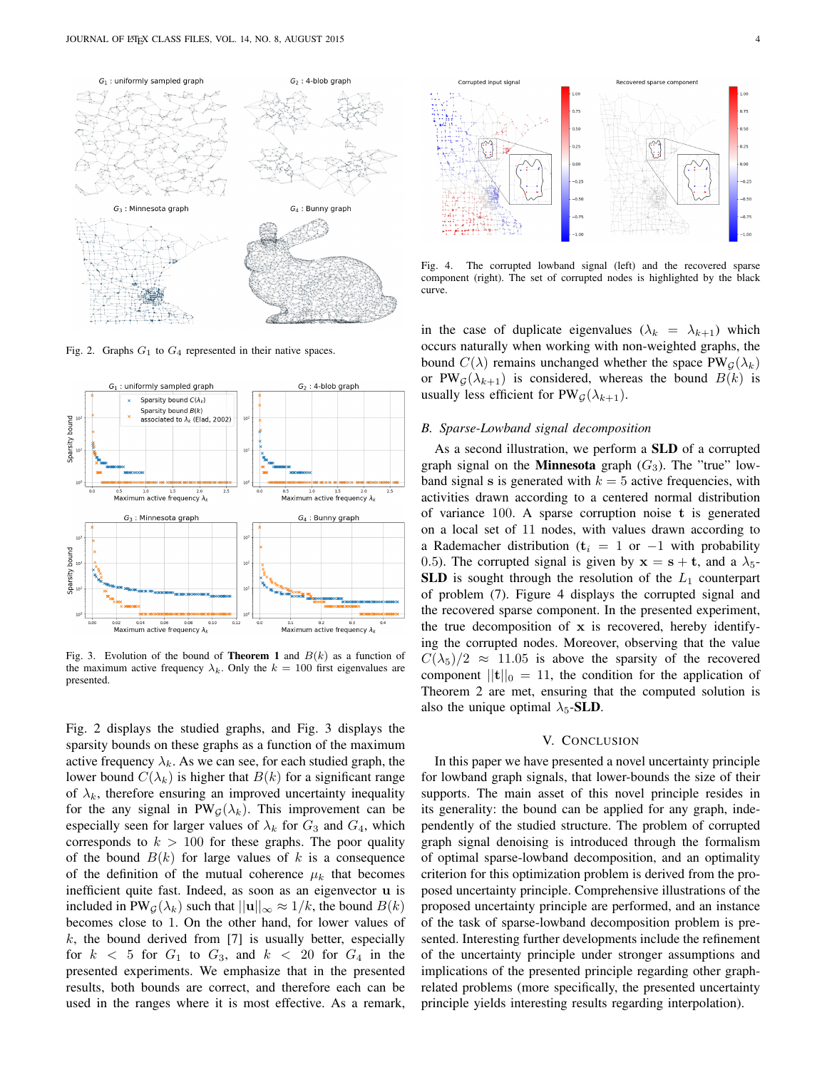$G_1$ : uniformly sampled graph

$G_2$ : 4-blob graph

$G_3$ : Minnesota graph

$G_4$ : Bunny graph

Fig. 2. Graphs $G_1$ to $G_4$ represented in their native spaces.

$G_1$ : uniformly sampled graph

$G_2$ : 4-blob graph

$G_3$ : Minnesota graph

$G_4$ : Bunny graph

Sparsity bound $C(\lambda_k)$

Sparsity bound $B(k)$ associated to $\lambda_k$ (Elad, 2002)

Sparsity bound

Maximum active frequency $\lambda_k$

Fig. 3. Evolution of the bound of **Theorem 1** and $B(k)$ as a function of the maximum active frequency $\lambda_k$. Only the $k = 100$ first eigenvalues are presented.

Fig. 2 displays the studied graphs, and Fig. 3 displays the sparsity bounds on these graphs as a function of the maximum active frequency $\lambda_k$. As we can see, for each studied graph, the lower bound $C(\lambda_k)$ is higher that $B(k)$ for a significant range of $\lambda_k$, therefore ensuring an improved uncertainty inequality for the any signal in $\text{PW}_{\mathcal{G}}(\lambda_k)$. This improvement can be especially seen for larger values of $\lambda_k$ for $G_3$ and $G_4$, which corresponds to $k > 100$ for these graphs. The poor quality of the bound $B(k)$ for large values of $k$ is a consequence of the definition of the mutual coherence $\mu_k$ that becomes inefficient quite fast. Indeed, as soon as an eigenvector $\mathbf{u}$ is included in $\text{PW}_{\mathcal{G}}(\lambda_k)$ such that $||\mathbf{u}||_\infty \approx 1/k$, the bound $B(k)$ becomes close to 1. On the other hand, for lower values of $k$, the bound derived from [7] is usually better, especially for $k < 5$ for $G_1$ to $G_3$, and $k < 20$ for $G_4$ in the presented experiments. We emphasize that in the presented results, both bounds are correct, and therefore each can be used in the ranges where it is most effective. As a remark, in the case of duplicate eigenvalues ($\lambda_k = \lambda_{k+1}$) which occurs naturally when working with non-weighted graphs, the bound $C(\lambda)$ remains unchanged whether the space $\text{PW}_{\mathcal{G}}(\lambda_k)$ or $\text{PW}_{\mathcal{G}}(\lambda_{k+1})$ is considered, whereas the bound $B(k)$ is usually less efficient for $\text{PW}_{\mathcal{G}}(\lambda_{k+1})$.

Corrupted input signal

Recovered sparse component

1.00 0.75 0.50 0.25 0.00 −0.25 −0.50 −0.75 −1.00

Fig. 4. The corrupted lowband signal (left) and the recovered sparse component (right). The set of corrupted nodes is highlighted by the black curve.

### B. Sparse-Lowband signal decomposition

As a second illustration, we perform a **SLD** of a corrupted graph signal on the **Minnesota** graph ($G_3$). The "true" lowband signal $\mathbf{s}$ is generated with $k = 5$ active frequencies, with activities drawn according to a centered normal distribution of variance 100. A sparse corruption noise $\mathbf{t}$ is generated on a local set of 11 nodes, with values drawn according to a Rademacher distribution ($\mathbf{t}_i = 1$ or $-1$ with probability 0.5). The corrupted signal is given by $\mathbf{x} = \mathbf{s} + \mathbf{t}$, and a $\lambda_5$-**SLD** is sought through the resolution of the $L_1$ counterpart of problem (7). Figure 4 displays the corrupted signal and the recovered sparse component. In the presented experiment, the true decomposition of $\mathbf{x}$ is recovered, hereby identifying the corrupted nodes. Moreover, observing that the value $C(\lambda_5)/2 \approx 11.05$ is above the sparsity of the recovered component $||\mathbf{t}||_0 = 11$, the condition for the application of Theorem 2 are met, ensuring that the computed solution is also the unique optimal $\lambda_5$-**SLD**.

## V. Conclusion

In this paper we have presented a novel uncertainty principle for lowband graph signals, that lower-bounds the size of their supports. The main asset of this novel principle resides in its generality: the bound can be applied for any graph, independently of the studied structure. The problem of corrupted graph signal denoising is introduced through the formalism of optimal sparse-lowband decomposition, and an optimality criterion for this optimization problem is derived from the proposed uncertainty principle. Comprehensive illustrations of the proposed uncertainty principle are performed, and an instance of the task of sparse-lowband decomposition problem is presented. Interesting further developments include the refinement of the uncertainty principle under stronger assumptions and implications of the presented principle regarding other graph-related problems (more specifically, the presented uncertainty principle yields interesting results regarding interpolation).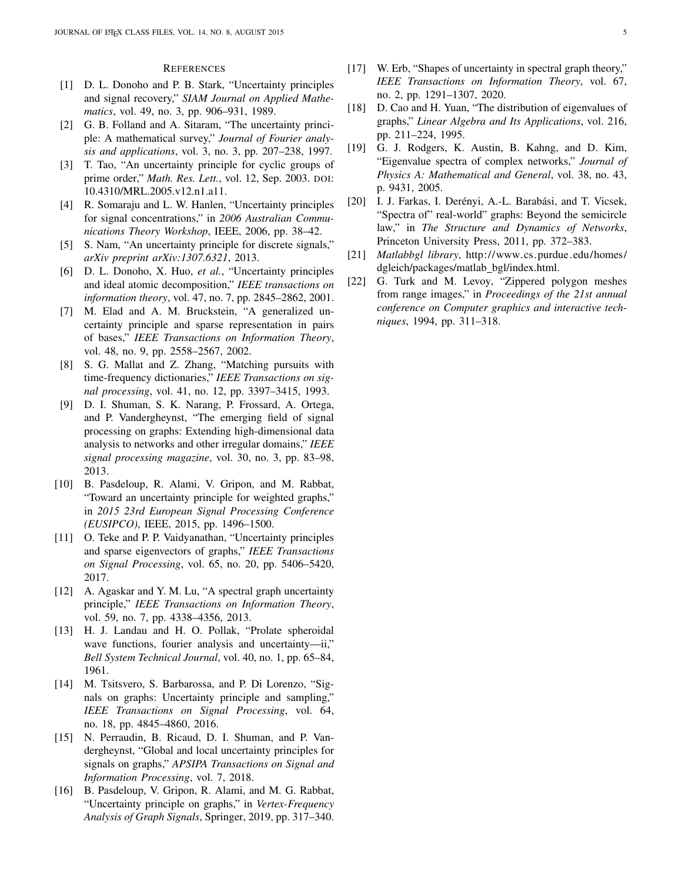## References

[1] D. L. Donoho and P. B. Stark, "Uncertainty principles and signal recovery," *SIAM Journal on Applied Mathematics*, vol. 49, no. 3, pp. 906–931, 1989.

[2] G. B. Folland and A. Sitaram, "The uncertainty principle: A mathematical survey," *Journal of Fourier analysis and applications*, vol. 3, no. 3, pp. 207–238, 1997.

[3] T. Tao, "An uncertainty principle for cyclic groups of prime order," *Math. Res. Lett.*, vol. 12, Sep. 2003. DOI: 10.4310/MRL.2005.v12.n1.a11.

[4] R. Somaraju and L. W. Hanlen, "Uncertainty principles for signal concentrations," in *2006 Australian Communications Theory Workshop*, IEEE, 2006, pp. 38–42.

[5] S. Nam, "An uncertainty principle for discrete signals," *arXiv preprint arXiv:1307.6321*, 2013.

[6] D. L. Donoho, X. Huo, *et al.*, "Uncertainty principles and ideal atomic decomposition," *IEEE transactions on information theory*, vol. 47, no. 7, pp. 2845–2862, 2001.

[7] M. Elad and A. M. Bruckstein, "A generalized uncertainty principle and sparse representation in pairs of bases," *IEEE Transactions on Information Theory*, vol. 48, no. 9, pp. 2558–2567, 2002.

[8] S. G. Mallat and Z. Zhang, "Matching pursuits with time-frequency dictionaries," *IEEE Transactions on signal processing*, vol. 41, no. 12, pp. 3397–3415, 1993.

[9] D. I. Shuman, S. K. Narang, P. Frossard, A. Ortega, and P. Vandergheynst, "The emerging field of signal processing on graphs: Extending high-dimensional data analysis to networks and other irregular domains," *IEEE signal processing magazine*, vol. 30, no. 3, pp. 83–98, 2013.

[10] B. Pasdeloup, R. Alami, V. Gripon, and M. Rabbat, "Toward an uncertainty principle for weighted graphs," in *2015 23rd European Signal Processing Conference (EUSIPCO)*, IEEE, 2015, pp. 1496–1500.

[11] O. Teke and P. P. Vaidyanathan, "Uncertainty principles and sparse eigenvectors of graphs," *IEEE Transactions on Signal Processing*, vol. 65, no. 20, pp. 5406–5420, 2017.

[12] A. Agaskar and Y. M. Lu, "A spectral graph uncertainty principle," *IEEE Transactions on Information Theory*, vol. 59, no. 7, pp. 4338–4356, 2013.

[13] H. J. Landau and H. O. Pollak, "Prolate spheroidal wave functions, fourier analysis and uncertainty—ii," *Bell System Technical Journal*, vol. 40, no. 1, pp. 65–84, 1961.

[14] M. Tsitsvero, S. Barbarossa, and P. Di Lorenzo, "Signals on graphs: Uncertainty principle and sampling," *IEEE Transactions on Signal Processing*, vol. 64, no. 18, pp. 4845–4860, 2016.

[15] N. Perraudin, B. Ricaud, D. I. Shuman, and P. Vandergheynst, "Global and local uncertainty principles for signals on graphs," *APSIPA Transactions on Signal and Information Processing*, vol. 7, 2018.

[16] B. Pasdeloup, V. Gripon, R. Alami, and M. G. Rabbat, "Uncertainty principle on graphs," in *Vertex-Frequency Analysis of Graph Signals*, Springer, 2019, pp. 317–340.

[17] W. Erb, "Shapes of uncertainty in spectral graph theory," *IEEE Transactions on Information Theory*, vol. 67, no. 2, pp. 1291–1307, 2020.

[18] D. Cao and H. Yuan, "The distribution of eigenvalues of graphs," *Linear Algebra and Its Applications*, vol. 216, pp. 211–224, 1995.

[19] G. J. Rodgers, K. Austin, B. Kahng, and D. Kim, "Eigenvalue spectra of complex networks," *Journal of Physics A: Mathematical and General*, vol. 38, no. 43, p. 9431, 2005.

[20] I. J. Farkas, I. Derényi, A.-L. Barabási, and T. Vicsek, "Spectra of" real-world" graphs: Beyond the semicircle law," in *The Structure and Dynamics of Networks*, Princeton University Press, 2011, pp. 372–383.

[21] *Matlabbgl library*, http://www.cs.purdue.edu/homes/dgleich/packages/matlab_bgl/index.html.

[22] G. Turk and M. Levoy, "Zippered polygon meshes from range images," in *Proceedings of the 21st annual conference on Computer graphics and interactive techniques*, 1994, pp. 311–318.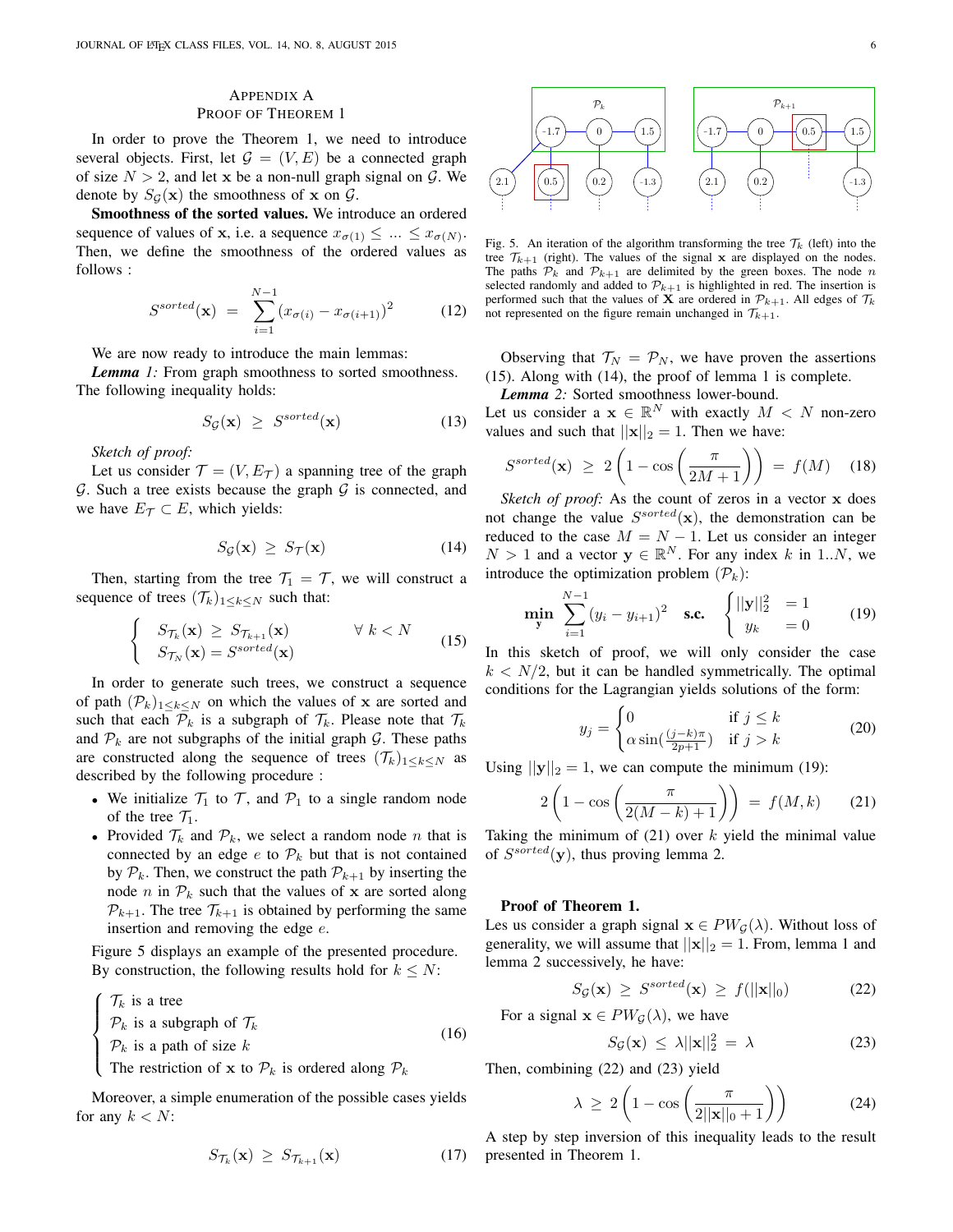# Appendix A
## Proof of Theorem 1

In order to prove the Theorem 1, we need to introduce several objects. First, let $\mathcal{G} = (V, E)$ be a connected graph of size $N > 2$, and let $\mathbf{x}$ be a non-null graph signal on $\mathcal{G}$. We denote by $S_{\mathcal{G}}(\mathbf{x})$ the smoothness of $\mathbf{x}$ on $\mathcal{G}$.

**Smoothness of the sorted values.** We introduce an ordered sequence of values of $\mathbf{x}$, i.e. a sequence $x_{\sigma(1)} \leq \ldots \leq x_{\sigma(N)}$. Then, we define the smoothness of the ordered values as follows :

$$S^{sorted}(\mathbf{x}) = \sum_{i=1}^{N-1} (x_{\sigma(i)} - x_{\sigma(i+1)})^2 \qquad (12)$$

We are now ready to introduce the main lemmas:

***Lemma 1:*** From graph smoothness to sorted smoothness. The following inequality holds:

$$S_{\mathcal{G}}(\mathbf{x}) \geq S^{sorted}(\mathbf{x}) \qquad (13)$$

*Sketch of proof:*

Let us consider $\mathcal{T} = (V, E_{\mathcal{T}})$ a spanning tree of the graph $\mathcal{G}$. Such a tree exists because the graph $\mathcal{G}$ is connected, and we have $E_{\mathcal{T}} \subset E$, which yields:

$$S_{\mathcal{G}}(\mathbf{x}) \geq S_{\mathcal{T}}(\mathbf{x}) \qquad (14)$$

Then, starting from the tree $\mathcal{T}_1 = \mathcal{T}$, we will construct a sequence of trees $(\mathcal{T}_k)_{1 \leq k \leq N}$ such that:

$$\begin{cases} S_{\mathcal{T}_k}(\mathbf{x}) \geq S_{\mathcal{T}_{k+1}}(\mathbf{x}) & \forall\, k < N \\ S_{\mathcal{T}_N}(\mathbf{x}) = S^{sorted}(\mathbf{x}) & \end{cases} \qquad (15)$$

In order to generate such trees, we construct a sequence of path $(\mathcal{P}_k)_{1 \leq k \leq N}$ on which the values of $\mathbf{x}$ are sorted and such that each $\mathcal{P}_k$ is a subgraph of $\mathcal{T}_k$. Please note that $\mathcal{T}_k$ and $\mathcal{P}_k$ are not subgraphs of the initial graph $\mathcal{G}$. These paths are constructed along the sequence of trees $(\mathcal{T}_k)_{1 \leq k \leq N}$ as described by the following procedure :

- We initialize $\mathcal{T}_1$ to $\mathcal{T}$, and $\mathcal{P}_1$ to a single random node of the tree $\mathcal{T}_1$.
- Provided $\mathcal{T}_k$ and $\mathcal{P}_k$, we select a random node $n$ that is connected by an edge $e$ to $\mathcal{P}_k$ but that is not contained by $\mathcal{P}_k$. Then, we construct the path $\mathcal{P}_{k+1}$ by inserting the node $n$ in $\mathcal{P}_k$ such that the values of $\mathbf{x}$ are sorted along $\mathcal{P}_{k+1}$. The tree $\mathcal{T}_{k+1}$ is obtained by performing the same insertion and removing the edge $e$.

Figure 5 displays an example of the presented procedure. By construction, the following results hold for $k \leq N$:

$$\begin{cases} \mathcal{T}_k \text{ is a tree} \\ \mathcal{P}_k \text{ is a subgraph of } \mathcal{T}_k \\ \mathcal{P}_k \text{ is a path of size } k \\ \text{The restriction of } \mathbf{x} \text{ to } \mathcal{P}_k \text{ is ordered along } \mathcal{P}_k \end{cases} \qquad (16)$$

Moreover, a simple enumeration of the possible cases yields for any $k < N$:

$$S_{\mathcal{T}_k}(\mathbf{x}) \geq S_{\mathcal{T}_{k+1}}(\mathbf{x}) \qquad (17)$$

$\mathcal{P}_k$

$\mathcal{P}_{k+1}$

-1.7 0 1.5 2.1 0.5 0.2 -1.3

-1.7 0 0.5 1.5 2.1 0.2 -1.3

Fig. 5. An iteration of the algorithm transforming the tree $\mathcal{T}_k$ (left) into the tree $\mathcal{T}_{k+1}$ (right). The values of the signal $\mathbf{x}$ are displayed on the nodes. The paths $\mathcal{P}_k$ and $\mathcal{P}_{k+1}$ are delimited by the green boxes. The node $n$ selected randomly and added to $\mathcal{P}_{k+1}$ is highlighted in red. The insertion is performed such that the values of $\mathbf{X}$ are ordered in $\mathcal{P}_{k+1}$. All edges of $\mathcal{T}_k$ not represented on the figure remain unchanged in $\mathcal{T}_{k+1}$.

Observing that $\mathcal{T}_N = \mathcal{P}_N$, we have proven the assertions (15). Along with (14), the proof of lemma 1 is complete.

***Lemma 2:*** Sorted smoothness lower-bound.
Let us consider a $\mathbf{x} \in \mathbb{R}^N$ with exactly $M < N$ non-zero values and such that $||\mathbf{x}||_2 = 1$. Then we have:

$$S^{sorted}(\mathbf{x}) \geq 2\left(1 - \cos\left(\frac{\pi}{2M+1}\right)\right) = f(M) \qquad (18)$$

*Sketch of proof:* As the count of zeros in a vector $\mathbf{x}$ does not change the value $S^{sorted}(\mathbf{x})$, the demonstration can be reduced to the case $M = N - 1$. Let us consider an integer $N > 1$ and a vector $\mathbf{y} \in \mathbb{R}^N$. For any index $k$ in $1..N$, we introduce the optimization problem $(\mathcal{P}_k)$:

$$\min_{\mathbf{y}} \sum_{i=1}^{N-1} (y_i - y_{i+1})^2 \quad \textbf{s.c.} \quad \begin{cases} ||\mathbf{y}||_2^2 & = 1 \\ y_k & = 0 \end{cases} \qquad (19)$$

In this sketch of proof, we will only consider the case $k < N/2$, but it can be handled symmetrically. The optimal conditions for the Lagrangian yields solutions of the form:

$$y_j = \begin{cases} 0 & \text{if } j \leq k \\ \alpha \sin(\frac{(j-k)\pi}{2p+1}) & \text{if } j > k \end{cases} \qquad (20)$$

Using $||\mathbf{y}||_2 = 1$, we can compute the minimum (19):

$$2\left(1 - \cos\left(\frac{\pi}{2(M-k)+1}\right)\right) = f(M, k) \qquad (21)$$

Taking the minimum of (21) over $k$ yield the minimal value of $S^{sorted}(\mathbf{y})$, thus proving lemma 2.

**Proof of Theorem 1.**

Les us consider a graph signal $\mathbf{x} \in PW_{\mathcal{G}}(\lambda)$. Without loss of generality, we will assume that $||\mathbf{x}||_2 = 1$. From, lemma 1 and lemma 2 successively, he have:

$$S_{\mathcal{G}}(\mathbf{x}) \geq S^{sorted}(\mathbf{x}) \geq f(||\mathbf{x}||_0) \qquad (22)$$

For a signal $\mathbf{x} \in PW_{\mathcal{G}}(\lambda)$, we have

$$S_{\mathcal{G}}(\mathbf{x}) \leq \lambda ||\mathbf{x}||_2^2 = \lambda \qquad (23)$$

Then, combining (22) and (23) yield

$$\lambda \geq 2\left(1 - \cos\left(\frac{\pi}{2||\mathbf{x}||_0 + 1}\right)\right) \qquad (24)$$

A step by step inversion of this inequality leads to the result presented in Theorem 1.